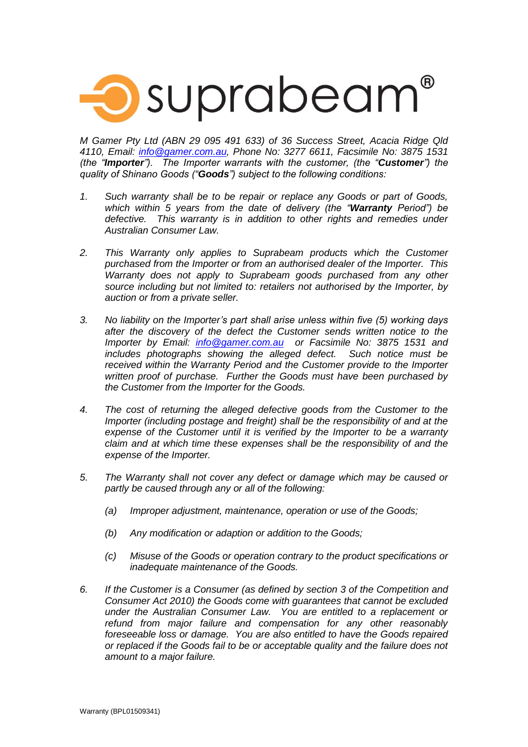# suprabeam®

*M Gamer Pty Ltd (ABN 29 095 491 633) of 36 Success Street, Acacia Ridge Qld 4110, Email: info@gamer.com.au, Phone No: 3277 6611, Facsimile No: 3875 1531 (the "**Importer**"). The Importer warrants with the customer, (the "**Customer**") the quality of Shinano Goods ("**Goods**") subject to the following conditions:*

1. *Such warranty shall be to be repair or replace any Goods or part of Goods, which within 5 years from the date of delivery (the "**Warranty** Period") be defective. This warranty is in addition to other rights and remedies under Australian Consumer Law.*

2. *This Warranty only applies to Suprabeam products which the Customer purchased from the Importer or from an authorised dealer of the Importer. This Warranty does not apply to Suprabeam goods purchased from any other source including but not limited to: retailers not authorised by the Importer, by auction or from a private seller.*

3. *No liability on the Importer's part shall arise unless within five (5) working days after the discovery of the defect the Customer sends written notice to the Importer by Email: info@gamer.com.au or Facsimile No: 3875 1531 and includes photographs showing the alleged defect. Such notice must be received within the Warranty Period and the Customer provide to the Importer written proof of purchase. Further the Goods must have been purchased by the Customer from the Importer for the Goods.*

4. *The cost of returning the alleged defective goods from the Customer to the Importer (including postage and freight) shall be the responsibility of and at the expense of the Customer until it is verified by the Importer to be a warranty claim and at which time these expenses shall be the responsibility of and the expense of the Importer.*

5. *The Warranty shall not cover any defect or damage which may be caused or partly be caused through any or all of the following:*

   (a) *Improper adjustment, maintenance, operation or use of the Goods;*

   (b) *Any modification or adaption or addition to the Goods;*

   (c) *Misuse of the Goods or operation contrary to the product specifications or inadequate maintenance of the Goods.*

6. *If the Customer is a Consumer (as defined by section 3 of the Competition and Consumer Act 2010) the Goods come with guarantees that cannot be excluded under the Australian Consumer Law. You are entitled to a replacement or refund from major failure and compensation for any other reasonably foreseeable loss or damage. You are also entitled to have the Goods repaired or replaced if the Goods fail to be or acceptable quality and the failure does not amount to a major failure.*

Warranty (BPL01509341)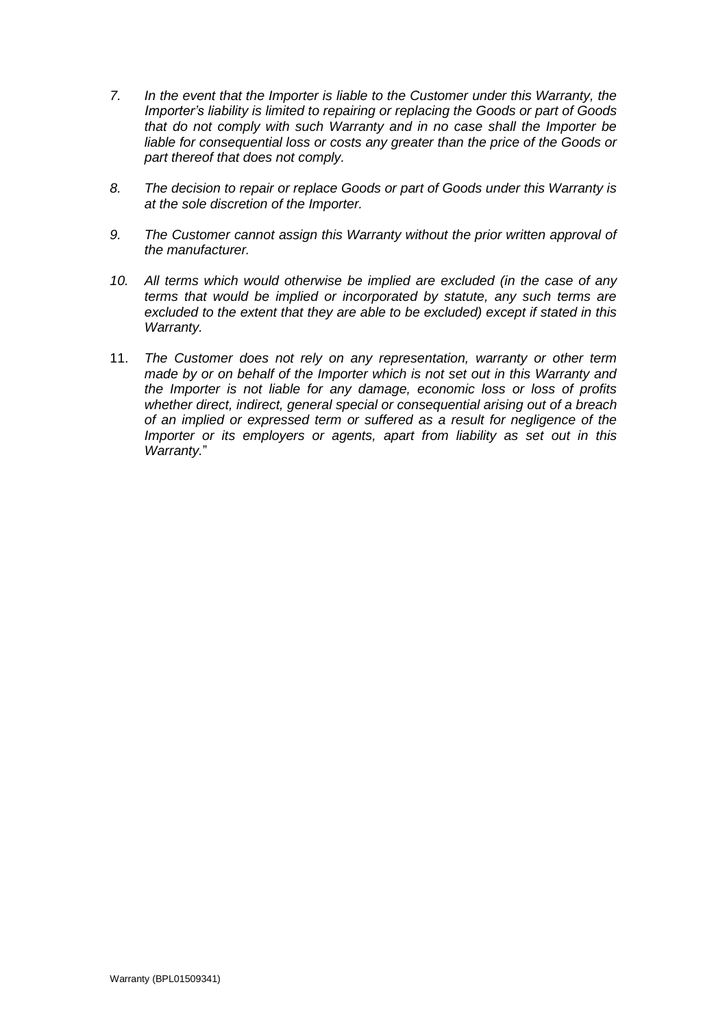7. *In the event that the Importer is liable to the Customer under this Warranty, the Importer's liability is limited to repairing or replacing the Goods or part of Goods that do not comply with such Warranty and in no case shall the Importer be liable for consequential loss or costs any greater than the price of the Goods or part thereof that does not comply.*

8. *The decision to repair or replace Goods or part of Goods under this Warranty is at the sole discretion of the Importer.*

9. *The Customer cannot assign this Warranty without the prior written approval of the manufacturer.*

10. *All terms which would otherwise be implied are excluded (in the case of any terms that would be implied or incorporated by statute, any such terms are excluded to the extent that they are able to be excluded) except if stated in this Warranty.*

11. *The Customer does not rely on any representation, warranty or other term made by or on behalf of the Importer which is not set out in this Warranty and the Importer is not liable for any damage, economic loss or loss of profits whether direct, indirect, general special or consequential arising out of a breach of an implied or expressed term or suffered as a result for negligence of the Importer or its employers or agents, apart from liability as set out in this Warranty.*"

Warranty (BPL01509341)